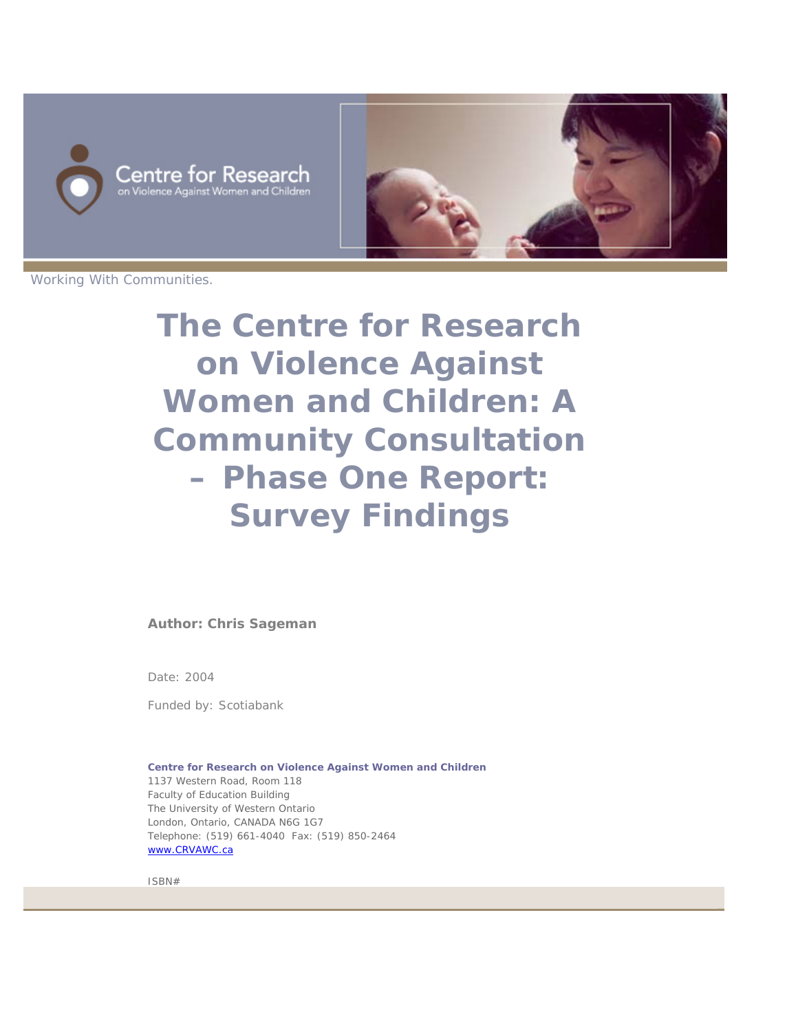Centre for Research on Violence Against Women and Children

Working With Communities.

# The Centre for Research on Violence Against Women and Children: A Community Consultation – Phase One Report: Survey Findings

**Author: Chris Sageman**

Date: 2004

Funded by: Scotiabank

**Centre for Research on Violence Against Women and Children**
1137 Western Road, Room 118
Faculty of Education Building
The University of Western Ontario
London, Ontario, CANADA N6G 1G7
Telephone: (519) 661-4040 Fax: (519) 850-2464
www.CRVAWC.ca

ISBN#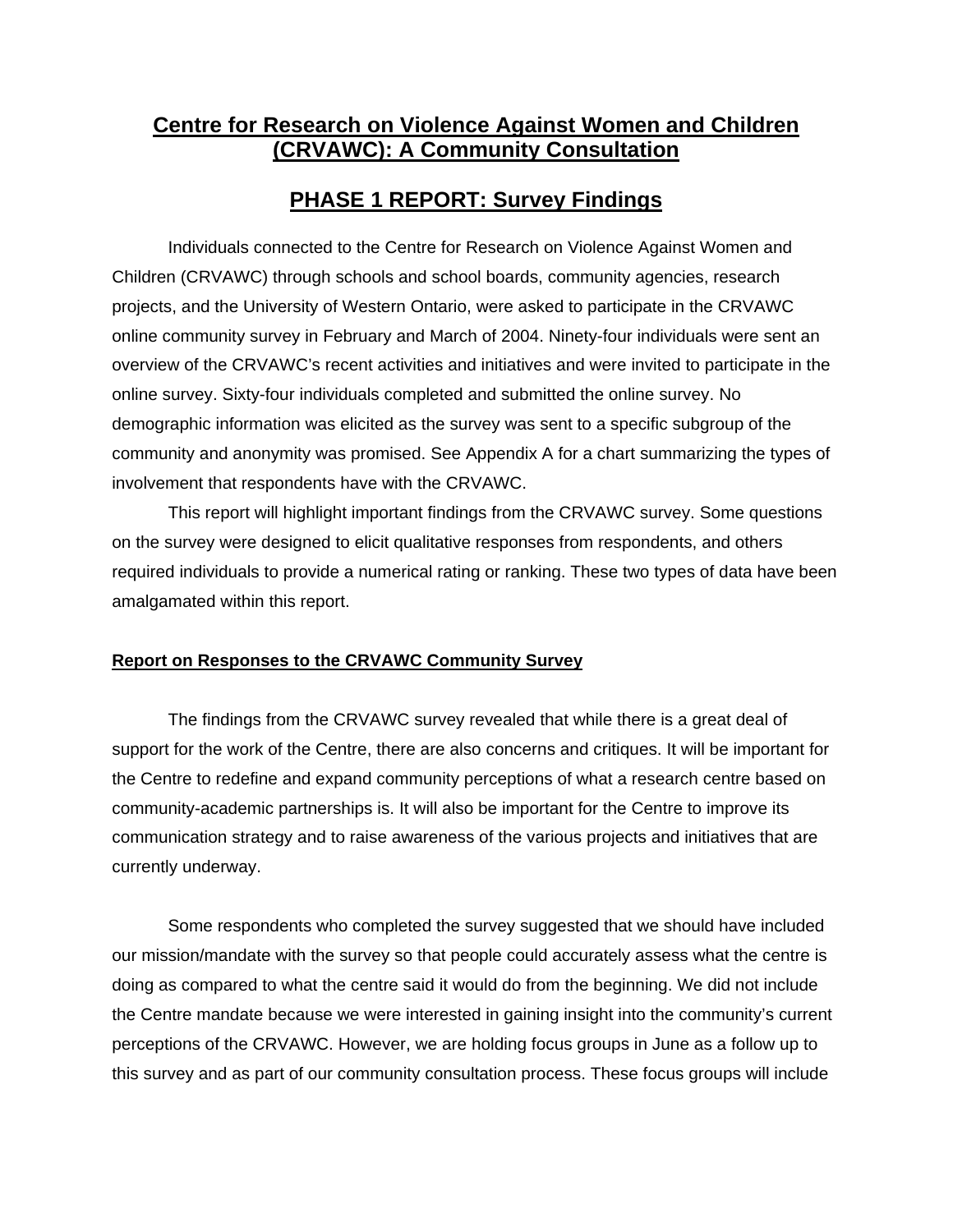# Centre for Research on Violence Against Women and Children (CRVAWC): A Community Consultation

## PHASE 1 REPORT: Survey Findings

Individuals connected to the Centre for Research on Violence Against Women and Children (CRVAWC) through schools and school boards, community agencies, research projects, and the University of Western Ontario, were asked to participate in the CRVAWC online community survey in February and March of 2004. Ninety-four individuals were sent an overview of the CRVAWC's recent activities and initiatives and were invited to participate in the online survey. Sixty-four individuals completed and submitted the online survey. No demographic information was elicited as the survey was sent to a specific subgroup of the community and anonymity was promised. See Appendix A for a chart summarizing the types of involvement that respondents have with the CRVAWC.

This report will highlight important findings from the CRVAWC survey. Some questions on the survey were designed to elicit qualitative responses from respondents, and others required individuals to provide a numerical rating or ranking. These two types of data have been amalgamated within this report.

### Report on Responses to the CRVAWC Community Survey

The findings from the CRVAWC survey revealed that while there is a great deal of support for the work of the Centre, there are also concerns and critiques. It will be important for the Centre to redefine and expand community perceptions of what a research centre based on community-academic partnerships is. It will also be important for the Centre to improve its communication strategy and to raise awareness of the various projects and initiatives that are currently underway.

Some respondents who completed the survey suggested that we should have included our mission/mandate with the survey so that people could accurately assess what the centre is doing as compared to what the centre said it would do from the beginning. We did not include the Centre mandate because we were interested in gaining insight into the community's current perceptions of the CRVAWC. However, we are holding focus groups in June as a follow up to this survey and as part of our community consultation process. These focus groups will include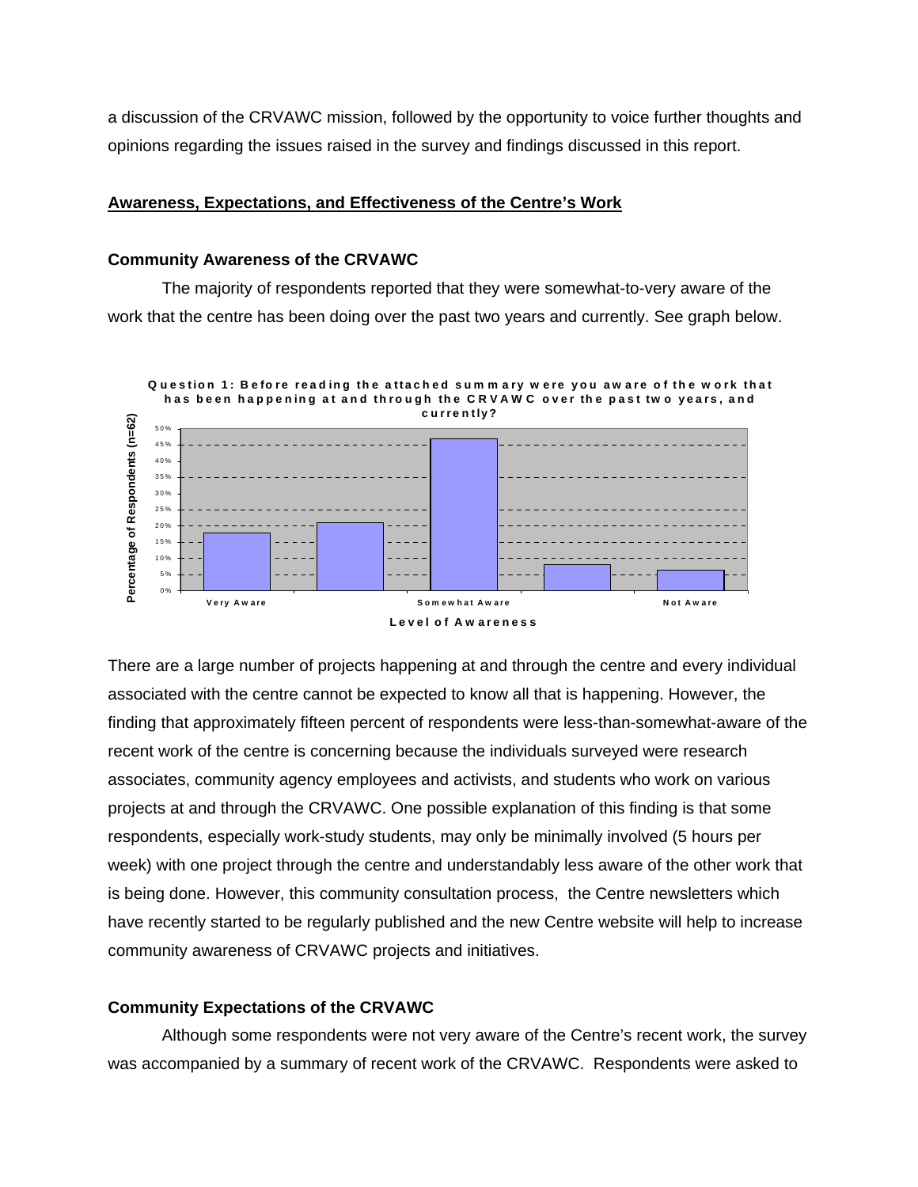a discussion of the CRVAWC mission, followed by the opportunity to voice further thoughts and opinions regarding the issues raised in the survey and findings discussed in this report.

## Awareness, Expectations, and Effectiveness of the Centre's Work

### Community Awareness of the CRVAWC

The majority of respondents reported that they were somewhat-to-very aware of the work that the centre has been doing over the past two years and currently. See graph below.

Question 1: Before reading the attached summary were you aware of the work that has been happening at and through the CRVAWC over the past two years, and currently?

Percentage of Respondents (n=62)

50%
45%
40%
35%
30%
25%
20%
15%
10%
5%
0%

Very Aware
Somewhat Aware
Not Aware

Level of Awareness

There are a large number of projects happening at and through the centre and every individual associated with the centre cannot be expected to know all that is happening. However, the finding that approximately fifteen percent of respondents were less-than-somewhat-aware of the recent work of the centre is concerning because the individuals surveyed were research associates, community agency employees and activists, and students who work on various projects at and through the CRVAWC. One possible explanation of this finding is that some respondents, especially work-study students, may only be minimally involved (5 hours per week) with one project through the centre and understandably less aware of the other work that is being done. However, this community consultation process, the Centre newsletters which have recently started to be regularly published and the new Centre website will help to increase community awareness of CRVAWC projects and initiatives.

### Community Expectations of the CRVAWC

Although some respondents were not very aware of the Centre's recent work, the survey was accompanied by a summary of recent work of the CRVAWC. Respondents were asked to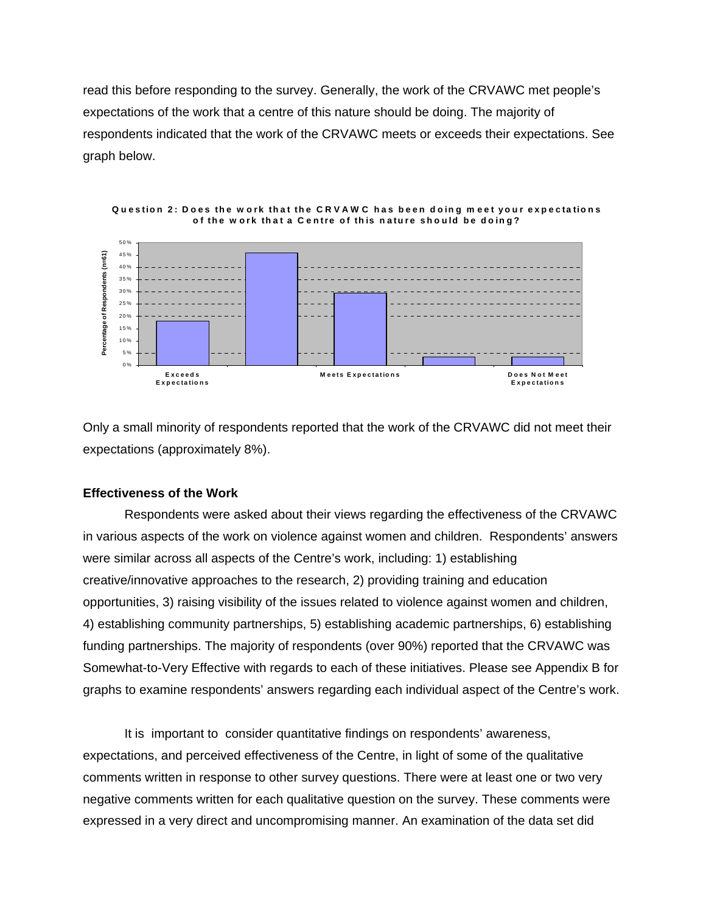read this before responding to the survey. Generally, the work of the CRVAWC met people's expectations of the work that a centre of this nature should be doing. The majority of respondents indicated that the work of the CRVAWC meets or exceeds their expectations. See graph below.

Question 2: Does the work that the CRVAWC has been doing meet your expectations of the work that a Centre of this nature should be doing?

Percentage of Respondents (n=61)

50%
45%
40%
35%
30%
25%
20%
15%
10%
5%
0%

Exceeds Expectations

Meets Expectations

Does Not Meet Expectations

Only a small minority of respondents reported that the work of the CRVAWC did not meet their expectations (approximately 8%).

**Effectiveness of the Work**

Respondents were asked about their views regarding the effectiveness of the CRVAWC in various aspects of the work on violence against women and children. Respondents' answers were similar across all aspects of the Centre's work, including: 1) establishing creative/innovative approaches to the research, 2) providing training and education opportunities, 3) raising visibility of the issues related to violence against women and children, 4) establishing community partnerships, 5) establishing academic partnerships, 6) establishing funding partnerships. The majority of respondents (over 90%) reported that the CRVAWC was Somewhat-to-Very Effective with regards to each of these initiatives. Please see Appendix B for graphs to examine respondents' answers regarding each individual aspect of the Centre's work.

It is important to consider quantitative findings on respondents' awareness, expectations, and perceived effectiveness of the Centre, in light of some of the qualitative comments written in response to other survey questions. There were at least one or two very negative comments written for each qualitative question on the survey. These comments were expressed in a very direct and uncompromising manner. An examination of the data set did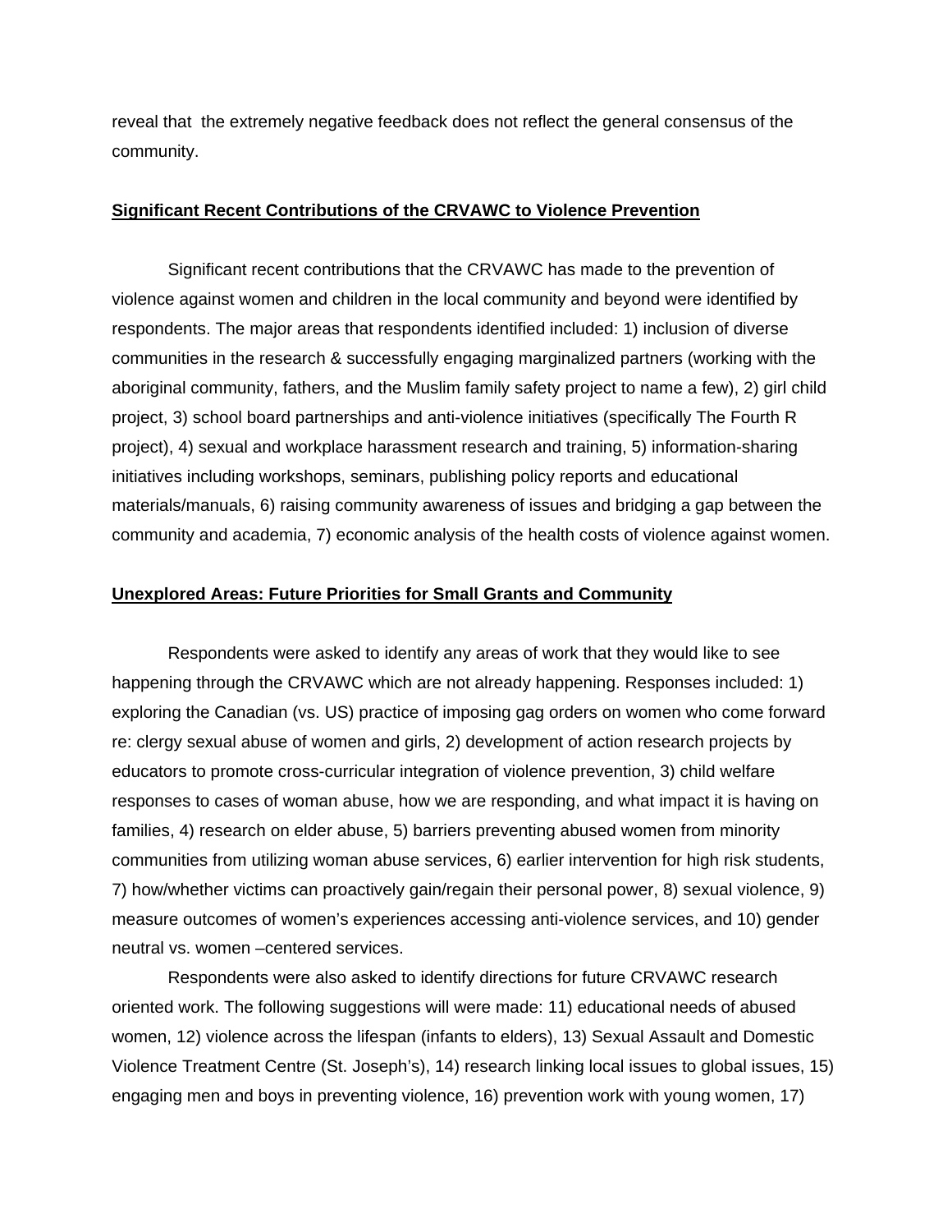reveal that the extremely negative feedback does not reflect the general consensus of the community.

## Significant Recent Contributions of the CRVAWC to Violence Prevention

Significant recent contributions that the CRVAWC has made to the prevention of violence against women and children in the local community and beyond were identified by respondents. The major areas that respondents identified included: 1) inclusion of diverse communities in the research & successfully engaging marginalized partners (working with the aboriginal community, fathers, and the Muslim family safety project to name a few), 2) girl child project, 3) school board partnerships and anti-violence initiatives (specifically The Fourth R project), 4) sexual and workplace harassment research and training, 5) information-sharing initiatives including workshops, seminars, publishing policy reports and educational materials/manuals, 6) raising community awareness of issues and bridging a gap between the community and academia, 7) economic analysis of the health costs of violence against women.

## Unexplored Areas: Future Priorities for Small Grants and Community

Respondents were asked to identify any areas of work that they would like to see happening through the CRVAWC which are not already happening. Responses included: 1) exploring the Canadian (vs. US) practice of imposing gag orders on women who come forward re: clergy sexual abuse of women and girls, 2) development of action research projects by educators to promote cross-curricular integration of violence prevention, 3) child welfare responses to cases of woman abuse, how we are responding, and what impact it is having on families, 4) research on elder abuse, 5) barriers preventing abused women from minority communities from utilizing woman abuse services, 6) earlier intervention for high risk students, 7) how/whether victims can proactively gain/regain their personal power, 8) sexual violence, 9) measure outcomes of women's experiences accessing anti-violence services, and 10) gender neutral vs. women –centered services.

Respondents were also asked to identify directions for future CRVAWC research oriented work. The following suggestions will were made: 11) educational needs of abused women, 12) violence across the lifespan (infants to elders), 13) Sexual Assault and Domestic Violence Treatment Centre (St. Joseph's), 14) research linking local issues to global issues, 15) engaging men and boys in preventing violence, 16) prevention work with young women, 17)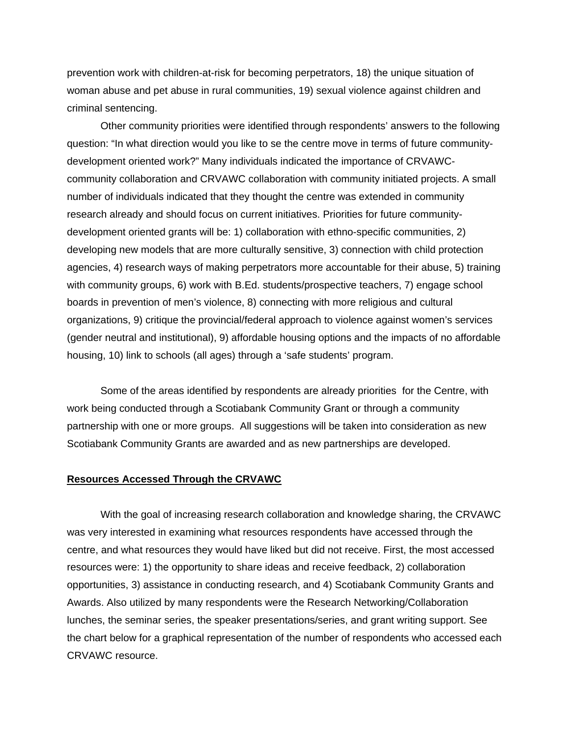prevention work with children-at-risk for becoming perpetrators, 18) the unique situation of woman abuse and pet abuse in rural communities, 19) sexual violence against children and criminal sentencing.

Other community priorities were identified through respondents' answers to the following question: "In what direction would you like to se the centre move in terms of future community-development oriented work?" Many individuals indicated the importance of CRVAWC-community collaboration and CRVAWC collaboration with community initiated projects. A small number of individuals indicated that they thought the centre was extended in community research already and should focus on current initiatives. Priorities for future community-development oriented grants will be: 1) collaboration with ethno-specific communities, 2) developing new models that are more culturally sensitive, 3) connection with child protection agencies, 4) research ways of making perpetrators more accountable for their abuse, 5) training with community groups, 6) work with B.Ed. students/prospective teachers, 7) engage school boards in prevention of men's violence, 8) connecting with more religious and cultural organizations, 9) critique the provincial/federal approach to violence against women's services (gender neutral and institutional), 9) affordable housing options and the impacts of no affordable housing, 10) link to schools (all ages) through a 'safe students' program.

Some of the areas identified by respondents are already priorities for the Centre, with work being conducted through a Scotiabank Community Grant or through a community partnership with one or more groups. All suggestions will be taken into consideration as new Scotiabank Community Grants are awarded and as new partnerships are developed.

**Resources Accessed Through the CRVAWC**

With the goal of increasing research collaboration and knowledge sharing, the CRVAWC was very interested in examining what resources respondents have accessed through the centre, and what resources they would have liked but did not receive. First, the most accessed resources were: 1) the opportunity to share ideas and receive feedback, 2) collaboration opportunities, 3) assistance in conducting research, and 4) Scotiabank Community Grants and Awards. Also utilized by many respondents were the Research Networking/Collaboration lunches, the seminar series, the speaker presentations/series, and grant writing support. See the chart below for a graphical representation of the number of respondents who accessed each CRVAWC resource.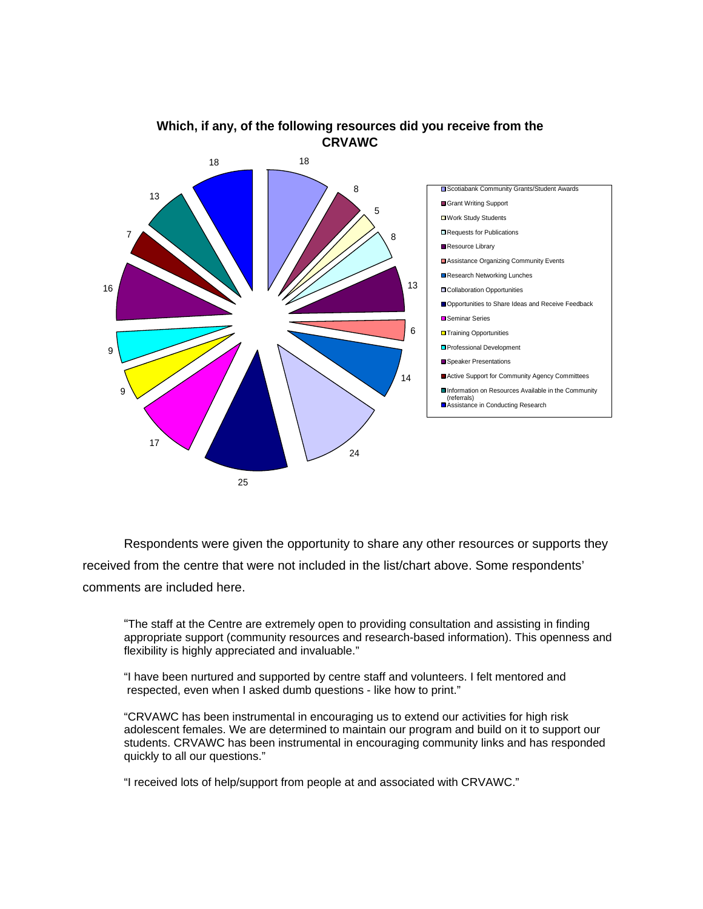**Which, if any, of the following resources did you receive from the CRVAWC**

18
8
5
8
13
6
14
24
25
17
9
9
16
7
13
18

Scotiabank Community Grants/Student Awards
Grant Writing Support
Work Study Students
Requests for Publications
Resource Library
Assistance Organizing Community Events
Research Networking Lunches
Collaboration Opportunities
Opportunities to Share Ideas and Receive Feedback
Seminar Series
Training Opportunities
Professional Development
Speaker Presentations
Active Support for Community Agency Committees
Information on Resources Available in the Community (referrals)
Assistance in Conducting Research

Respondents were given the opportunity to share any other resources or supports they received from the centre that were not included in the list/chart above. Some respondents' comments are included here.

> "The staff at the Centre are extremely open to providing consultation and assisting in finding appropriate support (community resources and research-based information). This openness and flexibility is highly appreciated and invaluable."

> "I have been nurtured and supported by centre staff and volunteers. I felt mentored and respected, even when I asked dumb questions - like how to print."

> "CRVAWC has been instrumental in encouraging us to extend our activities for high risk adolescent females. We are determined to maintain our program and build on it to support our students. CRVAWC has been instrumental in encouraging community links and has responded quickly to all our questions."

> "I received lots of help/support from people at and associated with CRVAWC."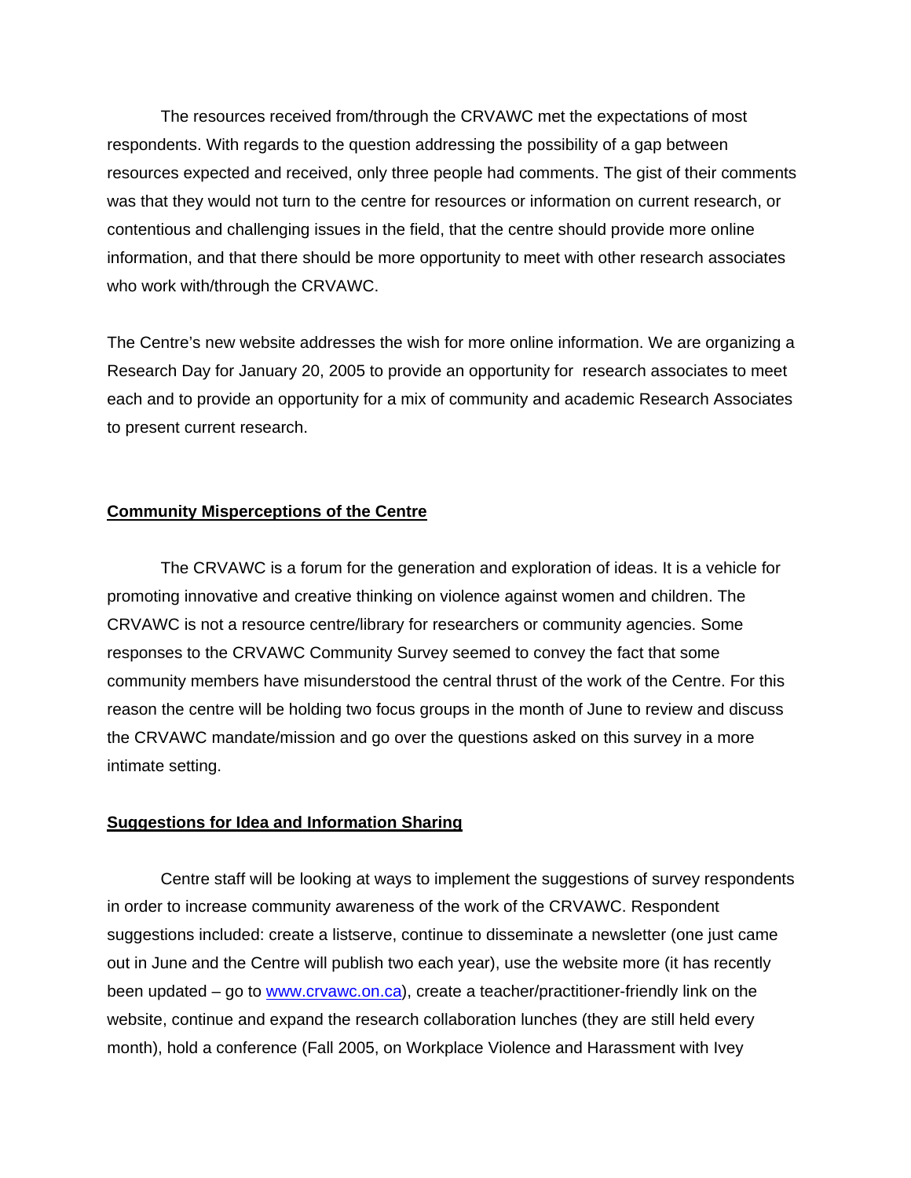The resources received from/through the CRVAWC met the expectations of most respondents. With regards to the question addressing the possibility of a gap between resources expected and received, only three people had comments. The gist of their comments was that they would not turn to the centre for resources or information on current research, or contentious and challenging issues in the field, that the centre should provide more online information, and that there should be more opportunity to meet with other research associates who work with/through the CRVAWC.

The Centre's new website addresses the wish for more online information. We are organizing a Research Day for January 20, 2005 to provide an opportunity for research associates to meet each and to provide an opportunity for a mix of community and academic Research Associates to present current research.

## Community Misperceptions of the Centre

The CRVAWC is a forum for the generation and exploration of ideas. It is a vehicle for promoting innovative and creative thinking on violence against women and children. The CRVAWC is not a resource centre/library for researchers or community agencies. Some responses to the CRVAWC Community Survey seemed to convey the fact that some community members have misunderstood the central thrust of the work of the Centre. For this reason the centre will be holding two focus groups in the month of June to review and discuss the CRVAWC mandate/mission and go over the questions asked on this survey in a more intimate setting.

## Suggestions for Idea and Information Sharing

Centre staff will be looking at ways to implement the suggestions of survey respondents in order to increase community awareness of the work of the CRVAWC. Respondent suggestions included: create a listserve, continue to disseminate a newsletter (one just came out in June and the Centre will publish two each year), use the website more (it has recently been updated – go to www.crvawc.on.ca), create a teacher/practitioner-friendly link on the website, continue and expand the research collaboration lunches (they are still held every month), hold a conference (Fall 2005, on Workplace Violence and Harassment with Ivey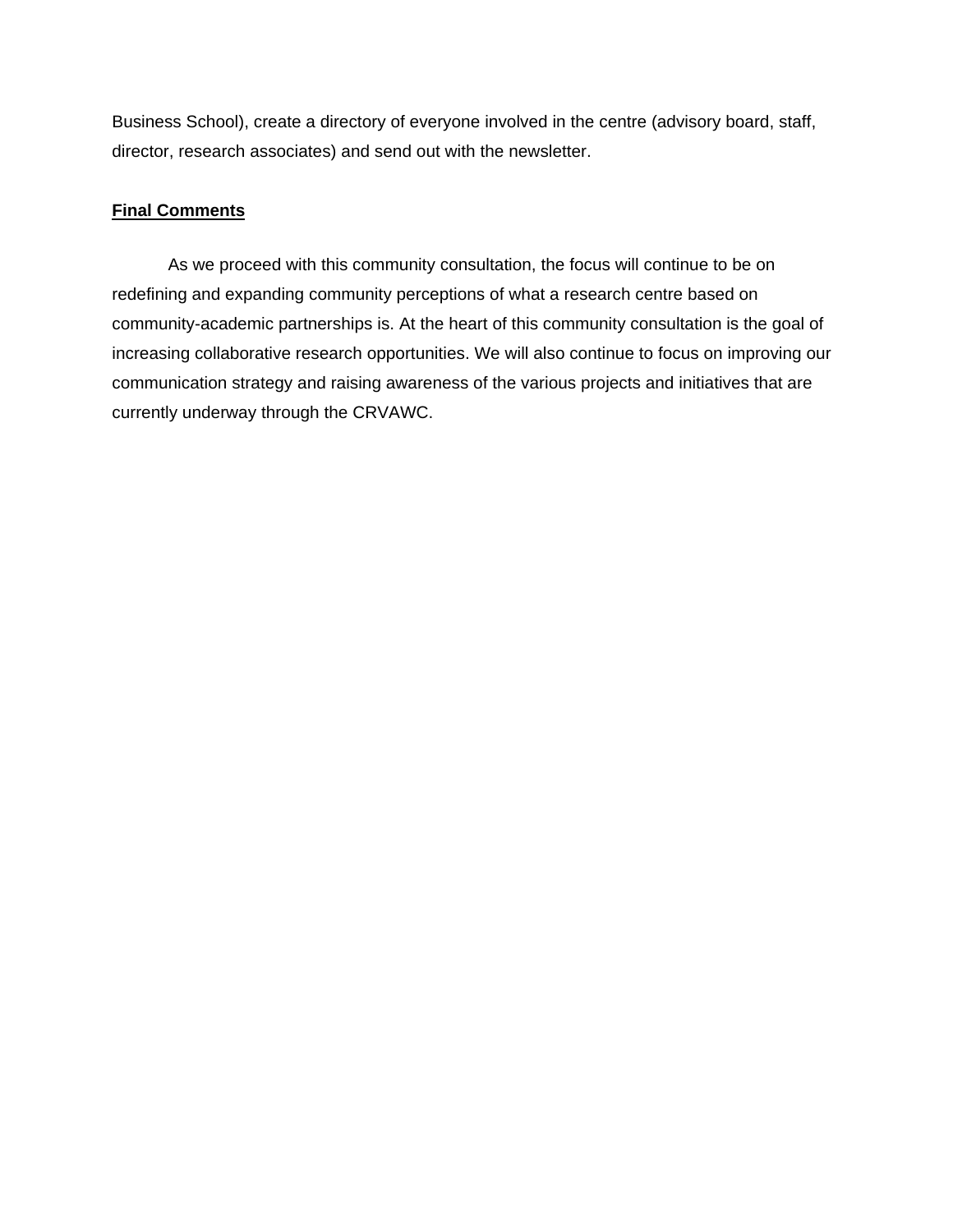Business School), create a directory of everyone involved in the centre (advisory board, staff, director, research associates) and send out with the newsletter.

## Final Comments

As we proceed with this community consultation, the focus will continue to be on redefining and expanding community perceptions of what a research centre based on community-academic partnerships is. At the heart of this community consultation is the goal of increasing collaborative research opportunities. We will also continue to focus on improving our communication strategy and raising awareness of the various projects and initiatives that are currently underway through the CRVAWC.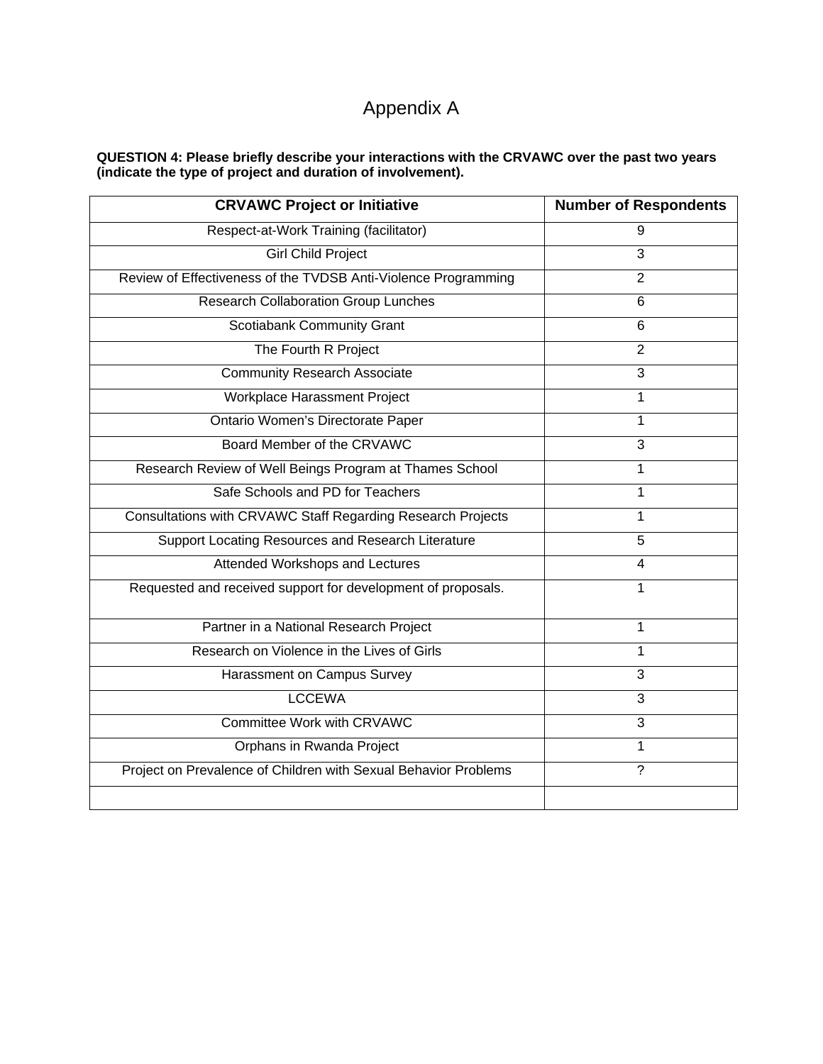# Appendix A

**QUESTION 4: Please briefly describe your interactions with the CRVAWC over the past two years (indicate the type of project and duration of involvement).**

| CRVAWC Project or Initiative | Number of Respondents |
|---|---|
| Respect-at-Work Training (facilitator) | 9 |
| Girl Child Project | 3 |
| Review of Effectiveness of the TVDSB Anti-Violence Programming | 2 |
| Research Collaboration Group Lunches | 6 |
| Scotiabank Community Grant | 6 |
| The Fourth R Project | 2 |
| Community Research Associate | 3 |
| Workplace Harassment Project | 1 |
| Ontario Women's Directorate Paper | 1 |
| Board Member of the CRVAWC | 3 |
| Research Review of Well Beings Program at Thames School | 1 |
| Safe Schools and PD for Teachers | 1 |
| Consultations with CRVAWC Staff Regarding Research Projects | 1 |
| Support Locating Resources and Research Literature | 5 |
| Attended Workshops and Lectures | 4 |
| Requested and received support for development of proposals. | 1 |
| Partner in a National Research Project | 1 |
| Research on Violence in the Lives of Girls | 1 |
| Harassment on Campus Survey | 3 |
| LCCEWA | 3 |
| Committee Work with CRVAWC | 3 |
| Orphans in Rwanda Project | 1 |
| Project on Prevalence of Children with Sexual Behavior Problems | ? |
| | |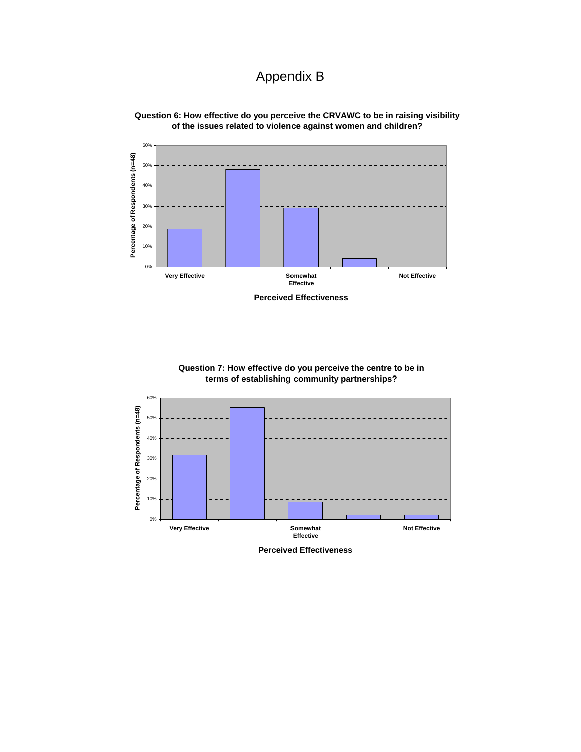# Appendix B

**Question 6: How effective do you perceive the CRVAWC to be in raising visibility of the issues related to violence against women and children?**

Percentage of Respondents (n=48)

60%
50%
40%
30%
20%
10%
0%

Very Effective
Somewhat Effective
Not Effective

**Perceived Effectiveness**

**Question 7: How effective do you perceive the centre to be in terms of establishing community partnerships?**

Percentage of Respondents (n=48)

60%
50%
40%
30%
20%
10%
0%

Very Effective
Somewhat Effective
Not Effective

**Perceived Effectiveness**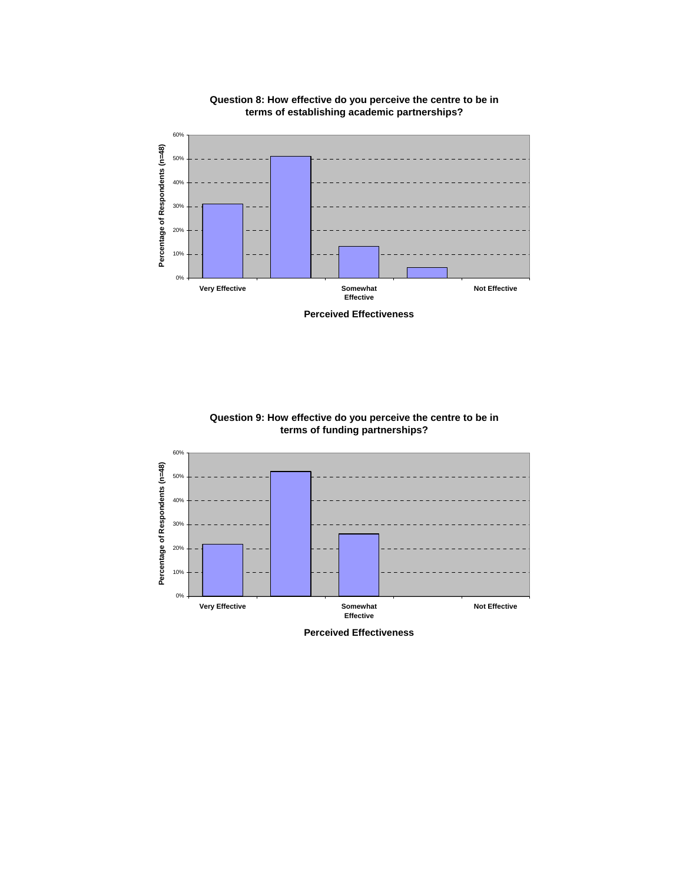**Question 8: How effective do you perceive the centre to be in terms of establishing academic partnerships?**

Percentage of Respondents (n=48)

0%
10%
20%
30%
40%
50%
60%

Very Effective
Somewhat Effective
Not Effective

Perceived Effectiveness

**Question 9: How effective do you perceive the centre to be in terms of funding partnerships?**

Percentage of Respondents (n=48)

0%
10%
20%
30%
40%
50%
60%

Very Effective
Somewhat Effective
Not Effective

Perceived Effectiveness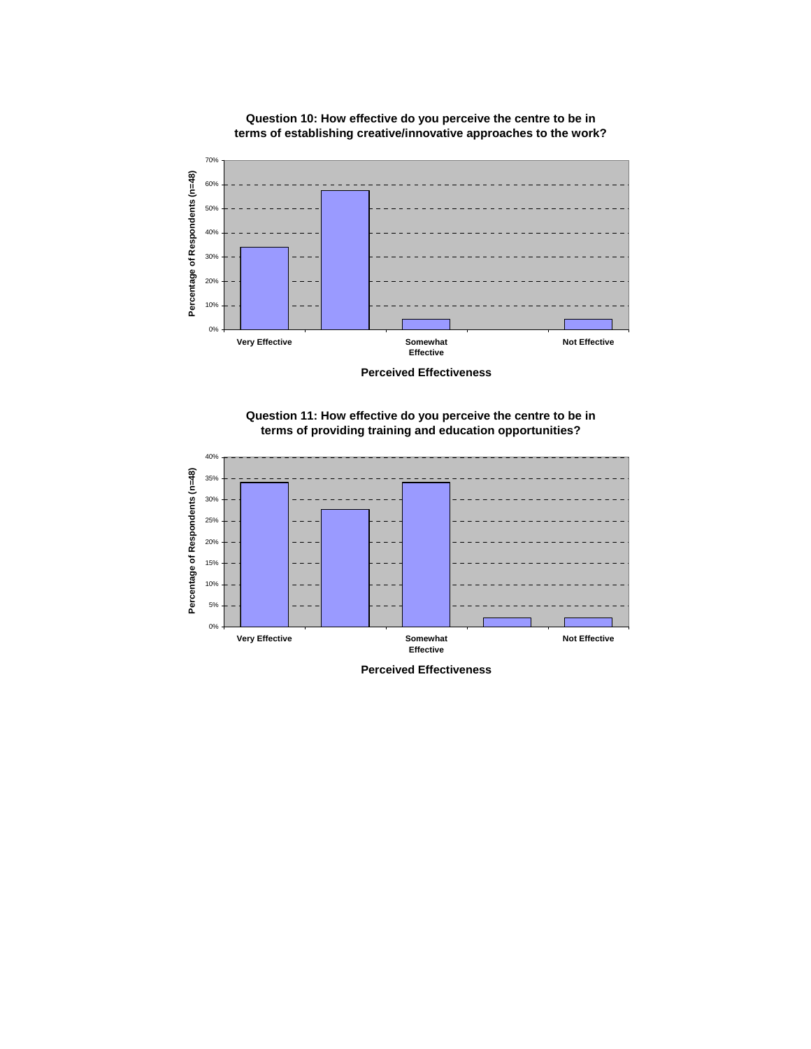**Question 10: How effective do you perceive the centre to be in terms of establishing creative/innovative approaches to the work?**

Percentage of Respondents (n=48)

70%
60%
50%
40%
30%
20%
10%
0%

Very Effective

Somewhat Effective

Not Effective

Perceived Effectiveness

**Question 11: How effective do you perceive the centre to be in terms of providing training and education opportunities?**

Percentage of Respondents (n=48)

40%
35%
30%
25%
20%
15%
10%
5%
0%

Very Effective

Somewhat Effective

Not Effective

Perceived Effectiveness